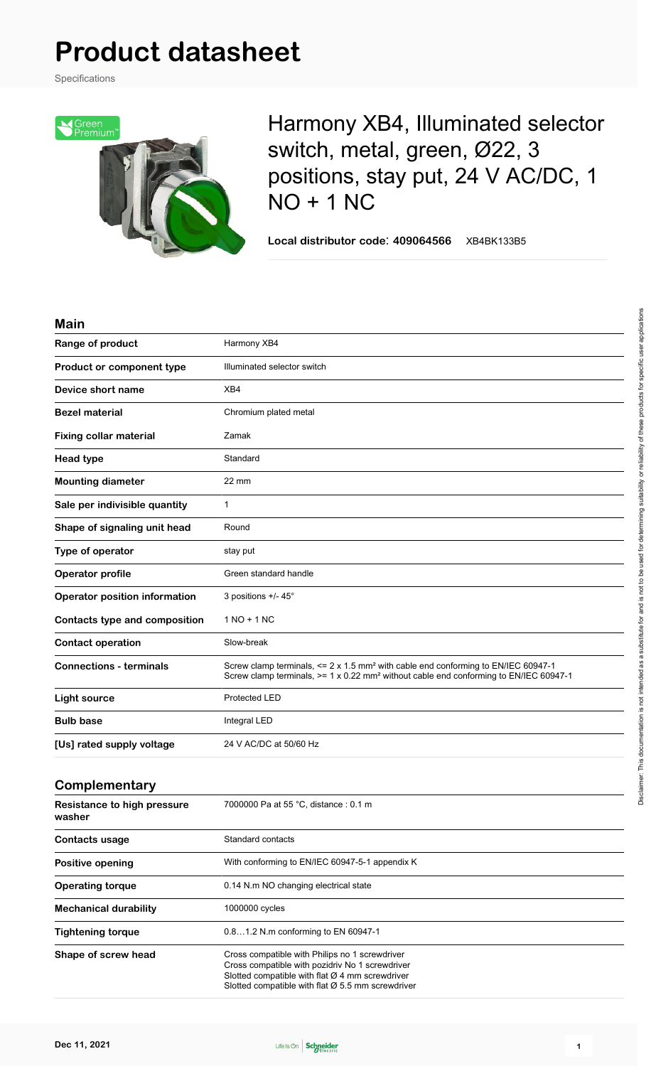# Product datasheet

Specifications

## Harmony XB4, Illuminated selector switch, metal, green, Ø22, 3 positions, stay put, 24 V AC/DC, 1 NO + 1 NC

**Local distributor code: 409064566** XB4BK133B5

### Main

| | |
|---|---|
| **Range of product** | Harmony XB4 |
| **Product or component type** | Illuminated selector switch |
| **Device short name** | XB4 |
| **Bezel material** | Chromium plated metal |
| **Fixing collar material** | Zamak |
| **Head type** | Standard |
| **Mounting diameter** | 22 mm |
| **Sale per indivisible quantity** | 1 |
| **Shape of signaling unit head** | Round |
| **Type of operator** | stay put |
| **Operator profile** | Green standard handle |
| **Operator position information** | 3 positions +/- 45° |
| **Contacts type and composition** | 1 NO + 1 NC |
| **Contact operation** | Slow-break |
| **Connections - terminals** | Screw clamp terminals, <= 2 x 1.5 mm² with cable end conforming to EN/IEC 60947-1<br>Screw clamp terminals, >= 1 x 0.22 mm² without cable end conforming to EN/IEC 60947-1 |
| **Light source** | Protected LED |
| **Bulb base** | Integral LED |
| **[Us] rated supply voltage** | 24 V AC/DC at 50/60 Hz |

### Complementary

| | |
|---|---|
| **Resistance to high pressure washer** | 7000000 Pa at 55 °C, distance : 0.1 m |
| **Contacts usage** | Standard contacts |
| **Positive opening** | With conforming to EN/IEC 60947-5-1 appendix K |
| **Operating torque** | 0.14 N.m NO changing electrical state |
| **Mechanical durability** | 1000000 cycles |
| **Tightening torque** | 0.8…1.2 N.m conforming to EN 60947-1 |
| **Shape of screw head** | Cross compatible with Philips no 1 screwdriver<br>Cross compatible with pozidriv No 1 screwdriver<br>Slotted compatible with flat Ø 4 mm screwdriver<br>Slotted compatible with flat Ø 5.5 mm screwdriver |

Disclaimer: This documentation is not intended as a substitute for and is not to be used for determining suitability or reliability of these products for specific user applications

Dec 11, 2021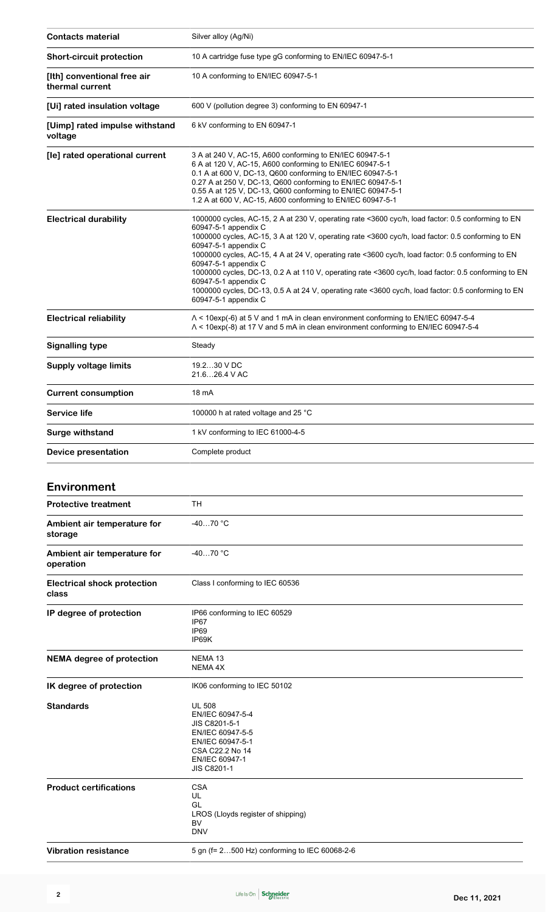| | |
|---|---|
| **Contacts material** | Silver alloy (Ag/Ni) |
| **Short-circuit protection** | 10 A cartridge fuse type gG conforming to EN/IEC 60947-5-1 |
| **[Ith] conventional free air thermal current** | 10 A conforming to EN/IEC 60947-5-1 |
| **[Ui] rated insulation voltage** | 600 V (pollution degree 3) conforming to EN 60947-1 |
| **[Uimp] rated impulse withstand voltage** | 6 kV conforming to EN 60947-1 |
| **[Ie] rated operational current** | 3 A at 240 V, AC-15, A600 conforming to EN/IEC 60947-5-1<br>6 A at 120 V, AC-15, A600 conforming to EN/IEC 60947-5-1<br>0.1 A at 600 V, DC-13, Q600 conforming to EN/IEC 60947-5-1<br>0.27 A at 250 V, DC-13, Q600 conforming to EN/IEC 60947-5-1<br>0.55 A at 125 V, DC-13, Q600 conforming to EN/IEC 60947-5-1<br>1.2 A at 600 V, AC-15, A600 conforming to EN/IEC 60947-5-1 |
| **Electrical durability** | 1000000 cycles, AC-15, 2 A at 230 V, operating rate <3600 cyc/h, load factor: 0.5 conforming to EN 60947-5-1 appendix C<br>1000000 cycles, AC-15, 3 A at 120 V, operating rate <3600 cyc/h, load factor: 0.5 conforming to EN 60947-5-1 appendix C<br>1000000 cycles, AC-15, 4 A at 24 V, operating rate <3600 cyc/h, load factor: 0.5 conforming to EN 60947-5-1 appendix C<br>1000000 cycles, DC-13, 0.2 A at 110 V, operating rate <3600 cyc/h, load factor: 0.5 conforming to EN 60947-5-1 appendix C<br>1000000 cycles, DC-13, 0.5 A at 24 V, operating rate <3600 cyc/h, load factor: 0.5 conforming to EN 60947-5-1 appendix C |
| **Electrical reliability** | Λ < 10exp(-6) at 5 V and 1 mA in clean environment conforming to EN/IEC 60947-5-4<br>Λ < 10exp(-8) at 17 V and 5 mA in clean environment conforming to EN/IEC 60947-5-4 |
| **Signalling type** | Steady |
| **Supply voltage limits** | 19.2…30 V DC<br>21.6…26.4 V AC |
| **Current consumption** | 18 mA |
| **Service life** | 100000 h at rated voltage and 25 °C |
| **Surge withstand** | 1 kV conforming to IEC 61000-4-5 |
| **Device presentation** | Complete product |

## Environment

| | |
|---|---|
| **Protective treatment** | TH |
| **Ambient air temperature for storage** | -40…70 °C |
| **Ambient air temperature for operation** | -40…70 °C |
| **Electrical shock protection class** | Class I conforming to IEC 60536 |
| **IP degree of protection** | IP66 conforming to IEC 60529<br>IP67<br>IP69<br>IP69K |
| **NEMA degree of protection** | NEMA 13<br>NEMA 4X |
| **IK degree of protection** | IK06 conforming to IEC 50102 |
| **Standards** | UL 508<br>EN/IEC 60947-5-4<br>JIS C8201-5-1<br>EN/IEC 60947-5-5<br>EN/IEC 60947-5-1<br>CSA C22.2 No 14<br>EN/IEC 60947-1<br>JIS C8201-1 |
| **Product certifications** | CSA<br>UL<br>GL<br>LROS (Lloyds register of shipping)<br>BV<br>DNV |
| **Vibration resistance** | 5 gn (f= 2…500 Hz) conforming to IEC 60068-2-6 |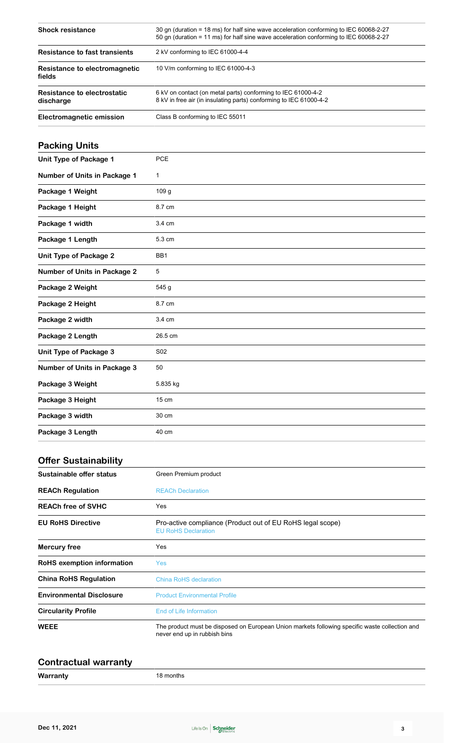| | |
|---|---|
| **Shock resistance** | 30 gn (duration = 18 ms) for half sine wave acceleration conforming to IEC 60068-2-27<br>50 gn (duration = 11 ms) for half sine wave acceleration conforming to IEC 60068-2-27 |
| **Resistance to fast transients** | 2 kV conforming to IEC 61000-4-4 |
| **Resistance to electromagnetic fields** | 10 V/m conforming to IEC 61000-4-3 |
| **Resistance to electrostatic discharge** | 6 kV on contact (on metal parts) conforming to IEC 61000-4-2<br>8 kV in free air (in insulating parts) conforming to IEC 61000-4-2 |
| **Electromagnetic emission** | Class B conforming to IEC 55011 |

## Packing Units

| | |
|---|---|
| **Unit Type of Package 1** | PCE |
| **Number of Units in Package 1** | 1 |
| **Package 1 Weight** | 109 g |
| **Package 1 Height** | 8.7 cm |
| **Package 1 width** | 3.4 cm |
| **Package 1 Length** | 5.3 cm |
| **Unit Type of Package 2** | BB1 |
| **Number of Units in Package 2** | 5 |
| **Package 2 Weight** | 545 g |
| **Package 2 Height** | 8.7 cm |
| **Package 2 width** | 3.4 cm |
| **Package 2 Length** | 26.5 cm |
| **Unit Type of Package 3** | S02 |
| **Number of Units in Package 3** | 50 |
| **Package 3 Weight** | 5.835 kg |
| **Package 3 Height** | 15 cm |
| **Package 3 width** | 30 cm |
| **Package 3 Length** | 40 cm |

## Offer Sustainability

| | |
|---|---|
| **Sustainable offer status** | Green Premium product |
| **REACh Regulation** | REACh Declaration |
| **REACh free of SVHC** | Yes |
| **EU RoHS Directive** | Pro-active compliance (Product out of EU RoHS legal scope)<br>EU RoHS Declaration |
| **Mercury free** | Yes |
| **RoHS exemption information** | Yes |
| **China RoHS Regulation** | China RoHS declaration |
| **Environmental Disclosure** | Product Environmental Profile |
| **Circularity Profile** | End of Life Information |
| **WEEE** | The product must be disposed on European Union markets following specific waste collection and never end up in rubbish bins |

## Contractual warranty

| | |
|---|---|
| **Warranty** | 18 months |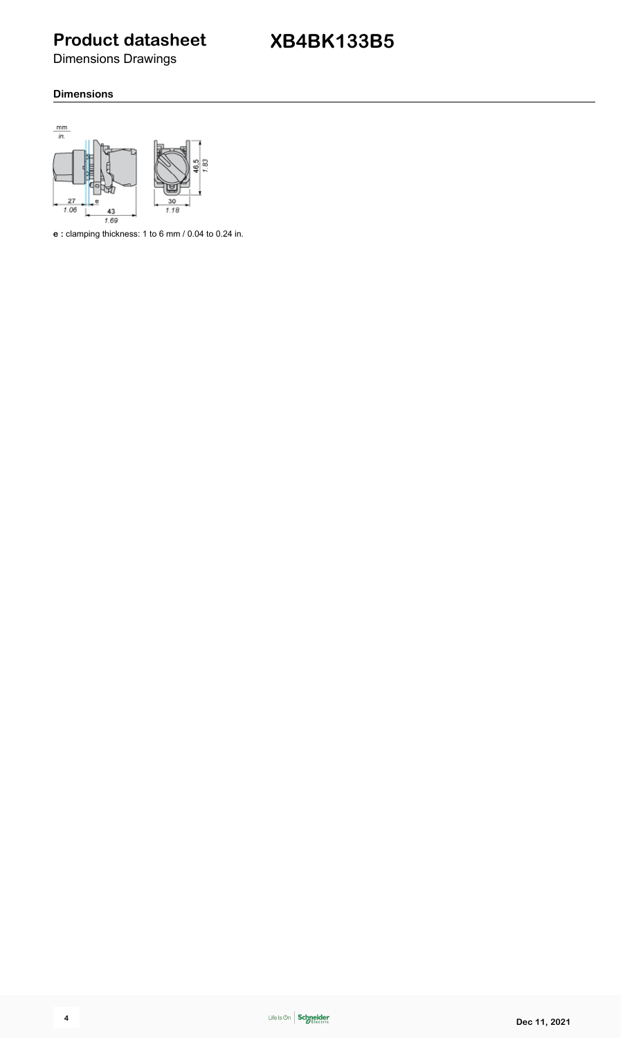# Product datasheet

## XB4BK133B5

Dimensions Drawings

### Dimensions

e : clamping thickness: 1 to 6 mm / 0.04 to 0.24 in.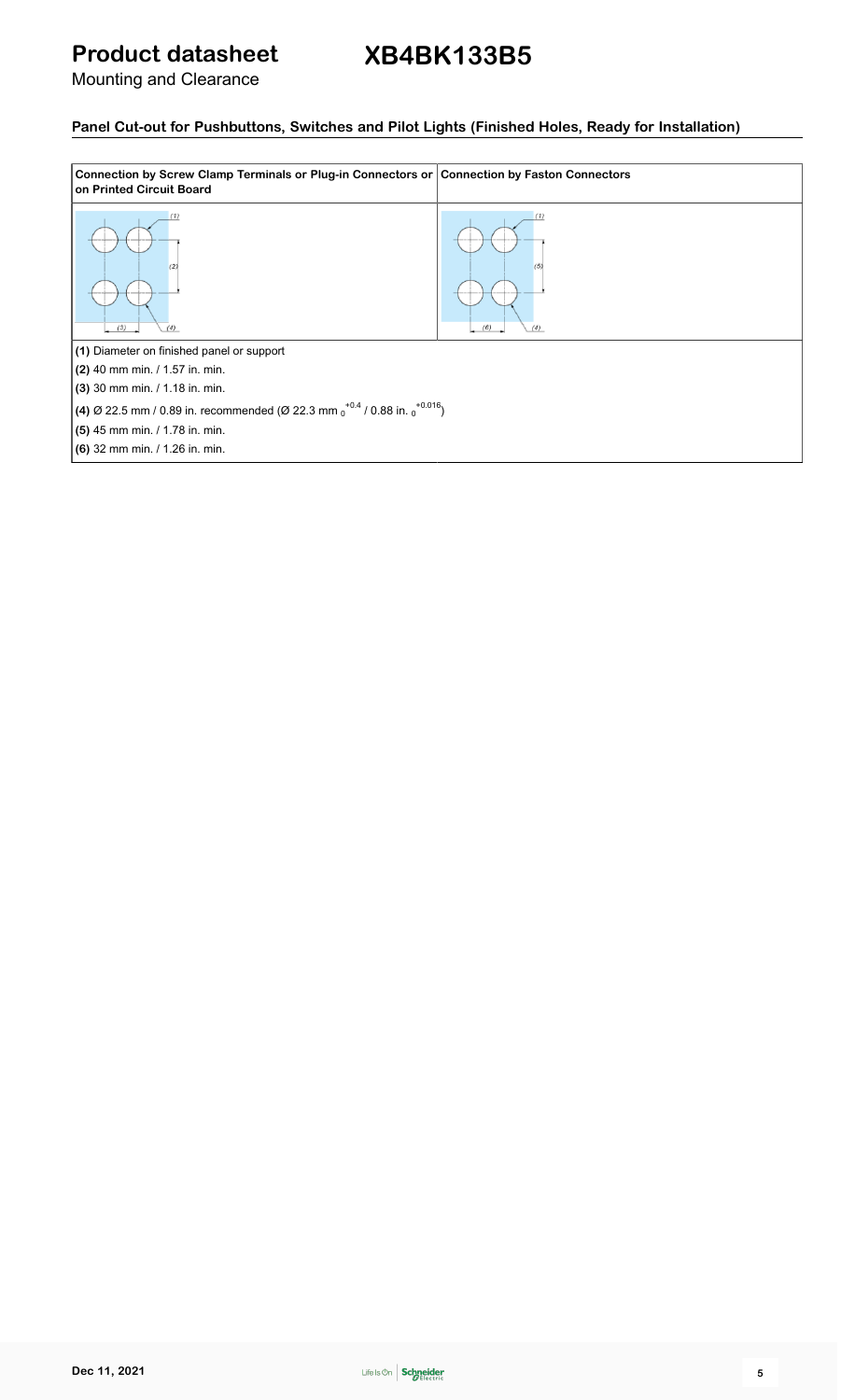# Product datasheet

# XB4BK133B5

Mounting and Clearance

## Panel Cut-out for Pushbuttons, Switches and Pilot Lights (Finished Holes, Ready for Installation)

| Connection by Screw Clamp Terminals or Plug-in Connectors or on Printed Circuit Board | Connection by Faston Connectors |
|---|---|
| (1) (2) (3) (4) | (1) (5) (6) (4) |

**(1)** Diameter on finished panel or support

**(2)** 40 mm min. / 1.57 in. min.

**(3)** 30 mm min. / 1.18 in. min.

**(4)** Ø 22.5 mm / 0.89 in. recommended (Ø 22.3 mm $_{0}^{+0.4}$ / 0.88 in. $_{0}^{+0.016}$)

**(5)** 45 mm min. / 1.78 in. min.

**(6)** 32 mm min. / 1.26 in. min.